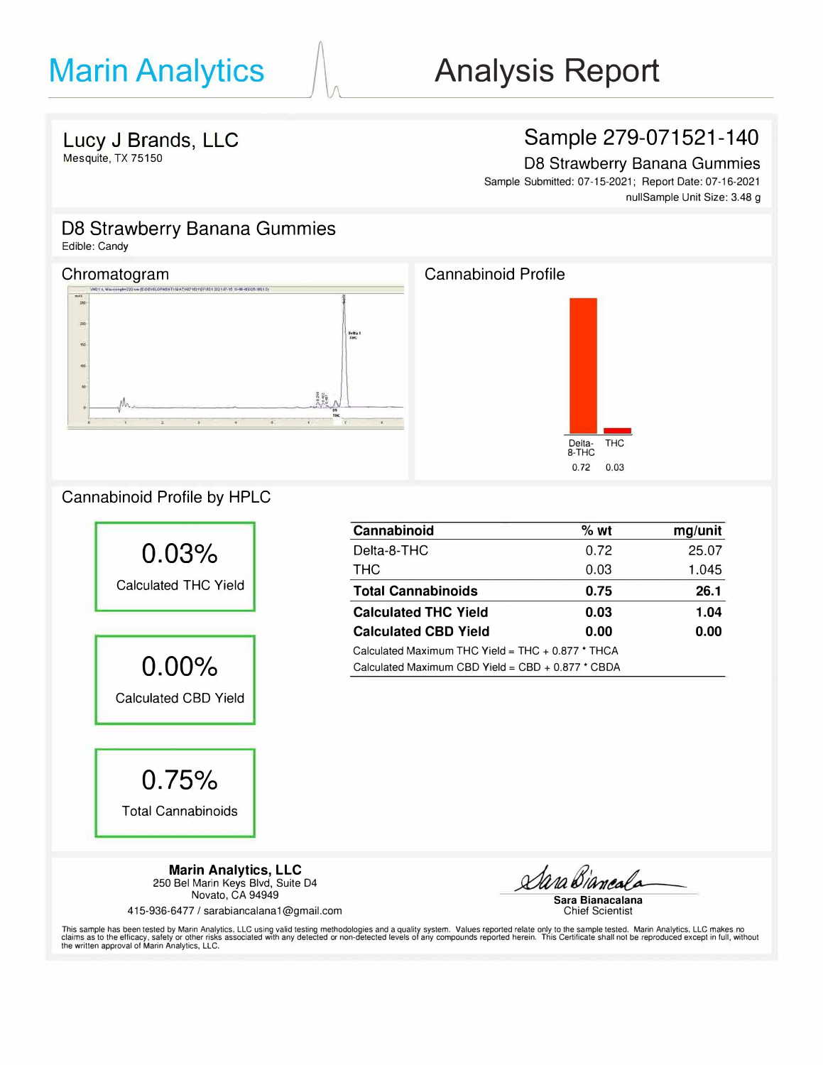# Marin Analytics — Analysis Report

**Lucy J Brands, LLC**
Mesquite, TX 75150

## Sample 279-071521-140

D8 Strawberry Banana Gummies
Sample Submitted: 07-15-2021; Report Date: 07-16-2021
nullSample Unit Size: 3.48 g

## D8 Strawberry Banana Gummies

Edible: Candy

### Chromatogram

### Cannabinoid Profile

| Delta-8-THC | THC |
|---|---|
| 0.72 | 0.03 |

## Cannabinoid Profile by HPLC

**0.03%**
Calculated THC Yield

**0.00%**
Calculated CBD Yield

**0.75%**
Total Cannabinoids

| Cannabinoid | % wt | mg/unit |
|---|---|---|
| Delta-8-THC | 0.72 | 25.07 |
| THC | 0.03 | 1.045 |
| **Total Cannabinoids** | **0.75** | **26.1** |
| **Calculated THC Yield** | **0.03** | **1.04** |
| **Calculated CBD Yield** | **0.00** | **0.00** |

Calculated Maximum THC Yield = THC + 0.877 * THCA
Calculated Maximum CBD Yield = CBD + 0.877 * CBDA

**Marin Analytics, LLC**
250 Bel Marin Keys Blvd, Suite D4
Novato, CA 94949
415-936-6477 / sarabiancalana1@gmail.com

**Sara Bianacalana**
Chief Scientist

This sample has been tested by Marin Analytics, LLC using valid testing methodologies and a quality system. Values reported relate only to the sample tested. Marin Analytics, LLC makes no claims as to the efficacy, safety or other risks associated with any detected or non-detected levels of any compounds reported herein. This Certificate shall not be reproduced except in full, without the written approval of Marin Analytics, LLC.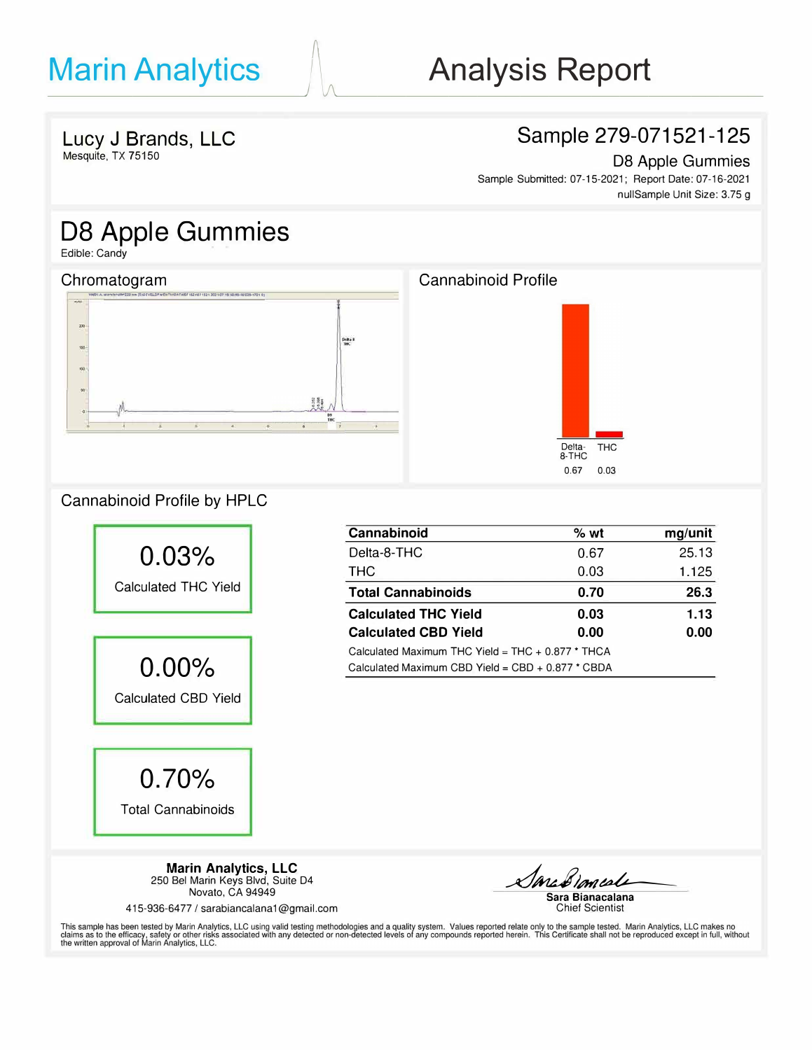# Marin Analytics — Analysis Report

**Lucy J Brands, LLC**
Mesquite, TX 75150

**Sample 279-071521-125**
D8 Apple Gummies
Sample Submitted: 07-15-2021; Report Date: 07-16-2021
nullSample Unit Size: 3.75 g

## D8 Apple Gummies

Edible: Candy

### Chromatogram

### Cannabinoid Profile

| Delta-8-THC | THC |
|---|---|
| 0.67 | 0.03 |

### Cannabinoid Profile by HPLC

**0.03%**
Calculated THC Yield

**0.00%**
Calculated CBD Yield

**0.70%**
Total Cannabinoids

| Cannabinoid | % wt | mg/unit |
|---|---|---|
| Delta-8-THC | 0.67 | 25.13 |
| THC | 0.03 | 1.125 |
| **Total Cannabinoids** | **0.70** | **26.3** |
| **Calculated THC Yield** | **0.03** | **1.13** |
| **Calculated CBD Yield** | **0.00** | **0.00** |

Calculated Maximum THC Yield = THC + 0.877 * THCA
Calculated Maximum CBD Yield = CBD + 0.877 * CBDA

**Marin Analytics, LLC**
250 Bel Marin Keys Blvd, Suite D4
Novato, CA 94949
415-936-6477 / sarabiancalana1@gmail.com

**Sara Bianacalana**
Chief Scientist

This sample has been tested by Marin Analytics, LLC using valid testing methodologies and a quality system. Values reported relate only to the sample tested. Marin Analytics, LLC makes no claims as to the efficacy, safety or other risks associated with any detected or non-detected levels of any compounds reported herein. This Certificate shall not be reproduced except in full, without the written approval of Marin Analytics, LLC.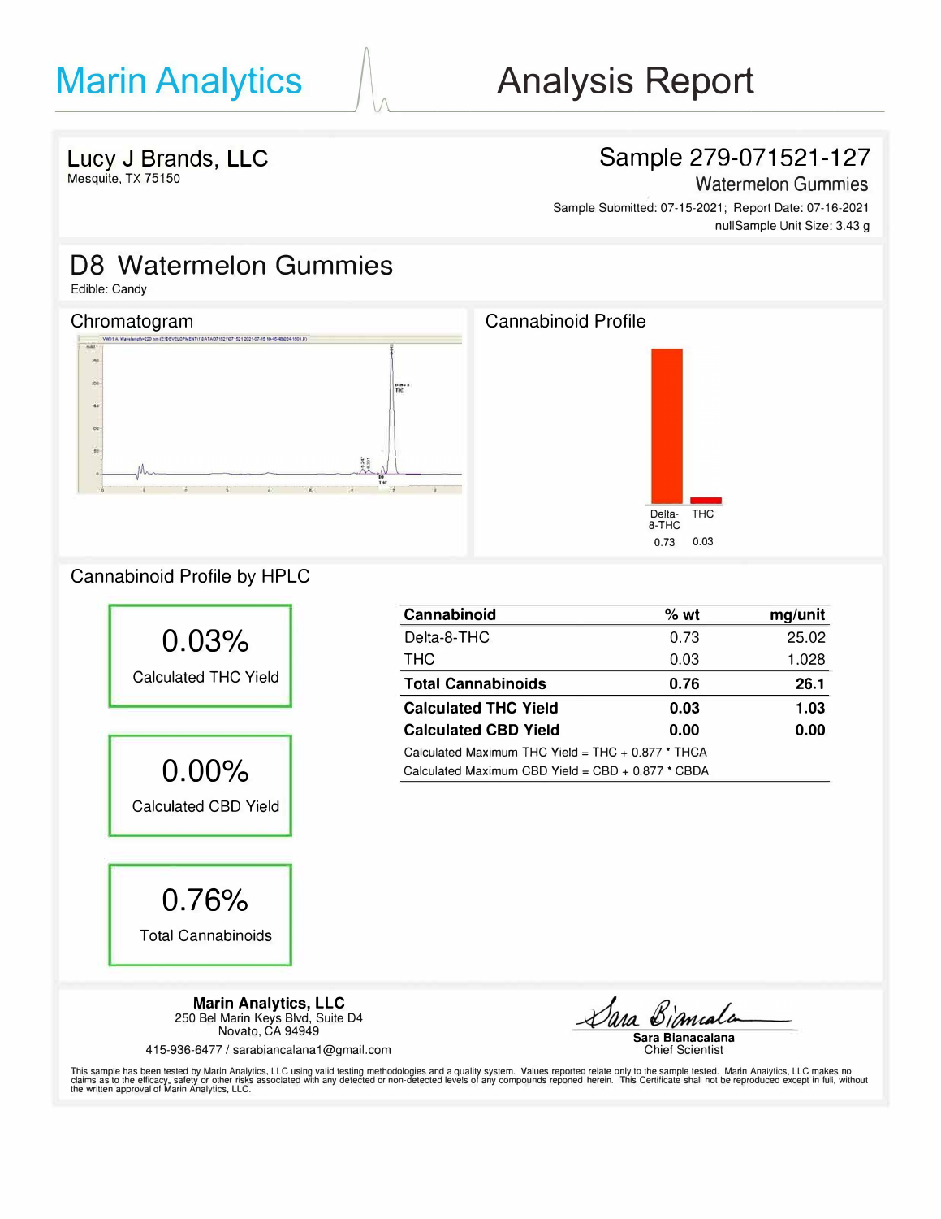# Marin Analytics — Analysis Report

**Lucy J Brands, LLC**
Mesquite, TX 75150

**Sample 279-071521-127**
Watermelon Gummies
Sample Submitted: 07-15-2021; Report Date: 07-16-2021
nullSample Unit Size: 3.43 g

## D8 Watermelon Gummies

Edible: Candy

### Chromatogram

### Cannabinoid Profile

| Delta-8-THC | THC |
|---|---|
| 0.73 | 0.03 |

### Cannabinoid Profile by HPLC

**0.03%**
Calculated THC Yield

**0.00%**
Calculated CBD Yield

**0.76%**
Total Cannabinoids

| Cannabinoid | % wt | mg/unit |
|---|---|---|
| Delta-8-THC | 0.73 | 25.02 |
| THC | 0.03 | 1.028 |
| **Total Cannabinoids** | **0.76** | **26.1** |
| **Calculated THC Yield** | **0.03** | **1.03** |
| **Calculated CBD Yield** | **0.00** | **0.00** |

Calculated Maximum THC Yield = THC + 0.877 * THCA
Calculated Maximum CBD Yield = CBD + 0.877 * CBDA

**Marin Analytics, LLC**
250 Bel Marin Keys Blvd, Suite D4
Novato, CA 94949
415-936-6477 / sarabiancalana1@gmail.com

Sara Bianacalana
Chief Scientist

This sample has been tested by Marin Analytics, LLC using valid testing methodologies and a quality system. Values reported relate only to the sample tested. Marin Analytics, LLC makes no claims as to the efficacy, safety or other risks associated with any detected or non-detected levels of any compounds reported herein. This Certificate shall not be reproduced except in full, without the written approval of Marin Analytics, LLC.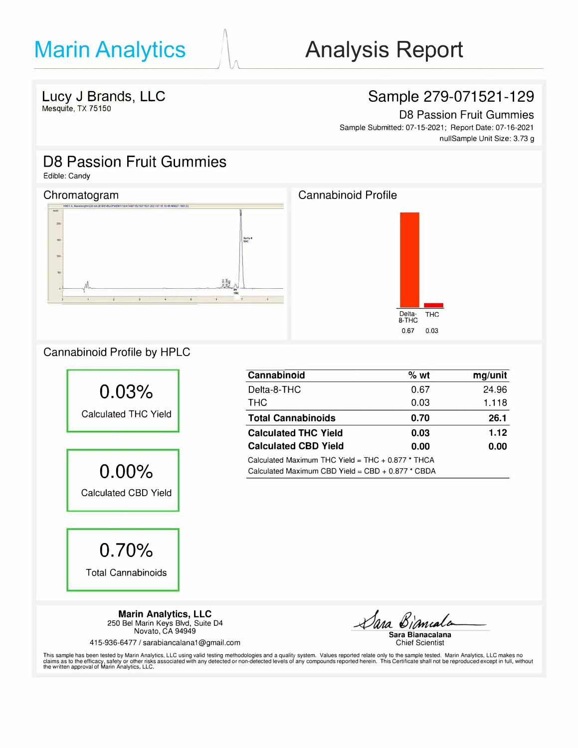# Marin Analytics — Analysis Report

**Lucy J Brands, LLC**
Mesquite, TX 75150

## Sample 279-071521-129

D8 Passion Fruit Gummies

Sample Submitted: 07-15-2021; Report Date: 07-16-2021

nullSample Unit Size: 3.73 g

## D8 Passion Fruit Gummies

Edible: Candy

### Chromatogram

### Cannabinoid Profile

Delta-8-THC
0.67

THC
0.03

### Cannabinoid Profile by HPLC

**0.03%**
Calculated THC Yield

**0.00%**
Calculated CBD Yield

**0.70%**
Total Cannabinoids

| Cannabinoid | % wt | mg/unit |
|---|---|---|
| Delta-8-THC | 0.67 | 24.96 |
| THC | 0.03 | 1.118 |
| **Total Cannabinoids** | **0.70** | **26.1** |
| **Calculated THC Yield** | **0.03** | **1.12** |
| **Calculated CBD Yield** | **0.00** | **0.00** |

Calculated Maximum THC Yield = THC + 0.877 * THCA
Calculated Maximum CBD Yield = CBD + 0.877 * CBDA

**Marin Analytics, LLC**
250 Bel Marin Keys Blvd, Suite D4
Novato, CA 94949
415-936-6477 / sarabiancalana1@gmail.com

**Sara Biancalana**
Chief Scientist

This sample has been tested by Marin Analytics, LLC using valid testing methodologies and a quality system. Values reported relate only to the sample tested. Marin Analytics, LLC makes no claims as to the efficacy, safety or other risks associated with any detected or non-detected levels of any compounds reported herein. This Certificate shall not be reproduced except in full, without the written approval of Marin Analytics, LLC.